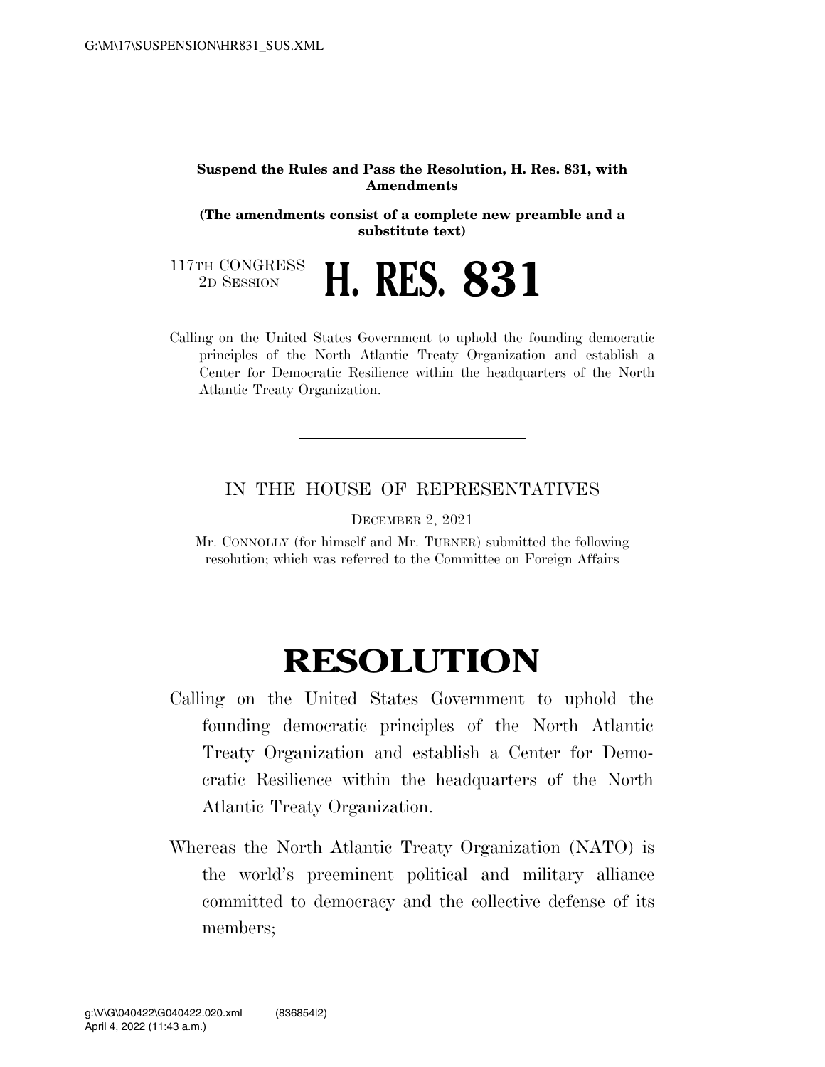**Suspend the Rules and Pass the Resolution, H. Res. 831, with Amendments**

**(The amendments consist of a complete new preamble and a substitute text)**

117TH CONGRESS
2D SESSION

# H. RES. 831

Calling on the United States Government to uphold the founding democratic principles of the North Atlantic Treaty Organization and establish a Center for Democratic Resilience within the headquarters of the North Atlantic Treaty Organization.

---

IN THE HOUSE OF REPRESENTATIVES

DECEMBER 2, 2021

Mr. CONNOLLY (for himself and Mr. TURNER) submitted the following resolution; which was referred to the Committee on Foreign Affairs

---

# RESOLUTION

Calling on the United States Government to uphold the founding democratic principles of the North Atlantic Treaty Organization and establish a Center for Democratic Resilience within the headquarters of the North Atlantic Treaty Organization.

Whereas the North Atlantic Treaty Organization (NATO) is the world's preeminent political and military alliance committed to democracy and the collective defense of its members;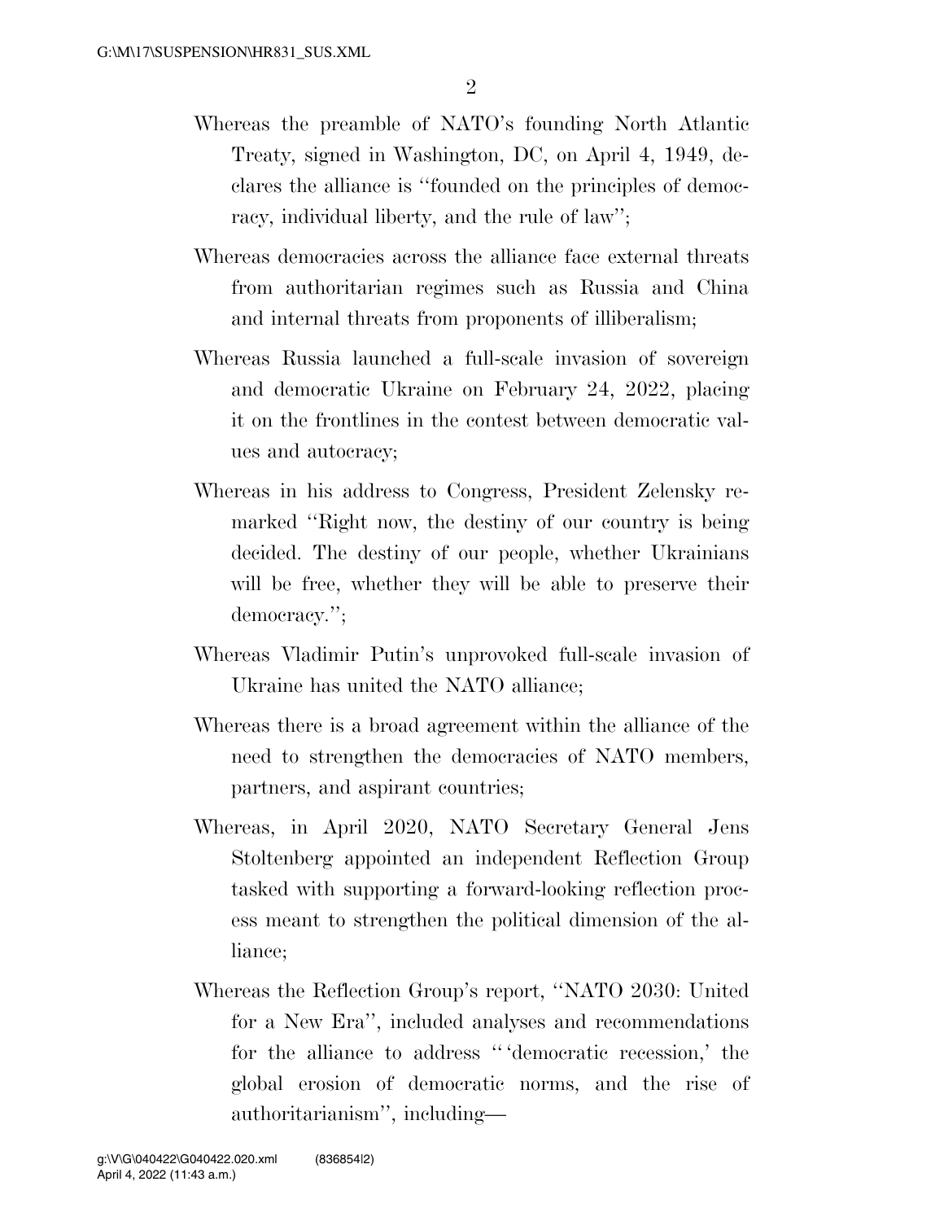Whereas the preamble of NATO's founding North Atlantic Treaty, signed in Washington, DC, on April 4, 1949, declares the alliance is "founded on the principles of democracy, individual liberty, and the rule of law";

Whereas democracies across the alliance face external threats from authoritarian regimes such as Russia and China and internal threats from proponents of illiberalism;

Whereas Russia launched a full-scale invasion of sovereign and democratic Ukraine on February 24, 2022, placing it on the frontlines in the contest between democratic values and autocracy;

Whereas in his address to Congress, President Zelensky remarked "Right now, the destiny of our country is being decided. The destiny of our people, whether Ukrainians will be free, whether they will be able to preserve their democracy.";

Whereas Vladimir Putin's unprovoked full-scale invasion of Ukraine has united the NATO alliance;

Whereas there is a broad agreement within the alliance of the need to strengthen the democracies of NATO members, partners, and aspirant countries;

Whereas, in April 2020, NATO Secretary General Jens Stoltenberg appointed an independent Reflection Group tasked with supporting a forward-looking reflection process meant to strengthen the political dimension of the alliance;

Whereas the Reflection Group's report, "NATO 2030: United for a New Era", included analyses and recommendations for the alliance to address "'democratic recession,' the global erosion of democratic norms, and the rise of authoritarianism", including—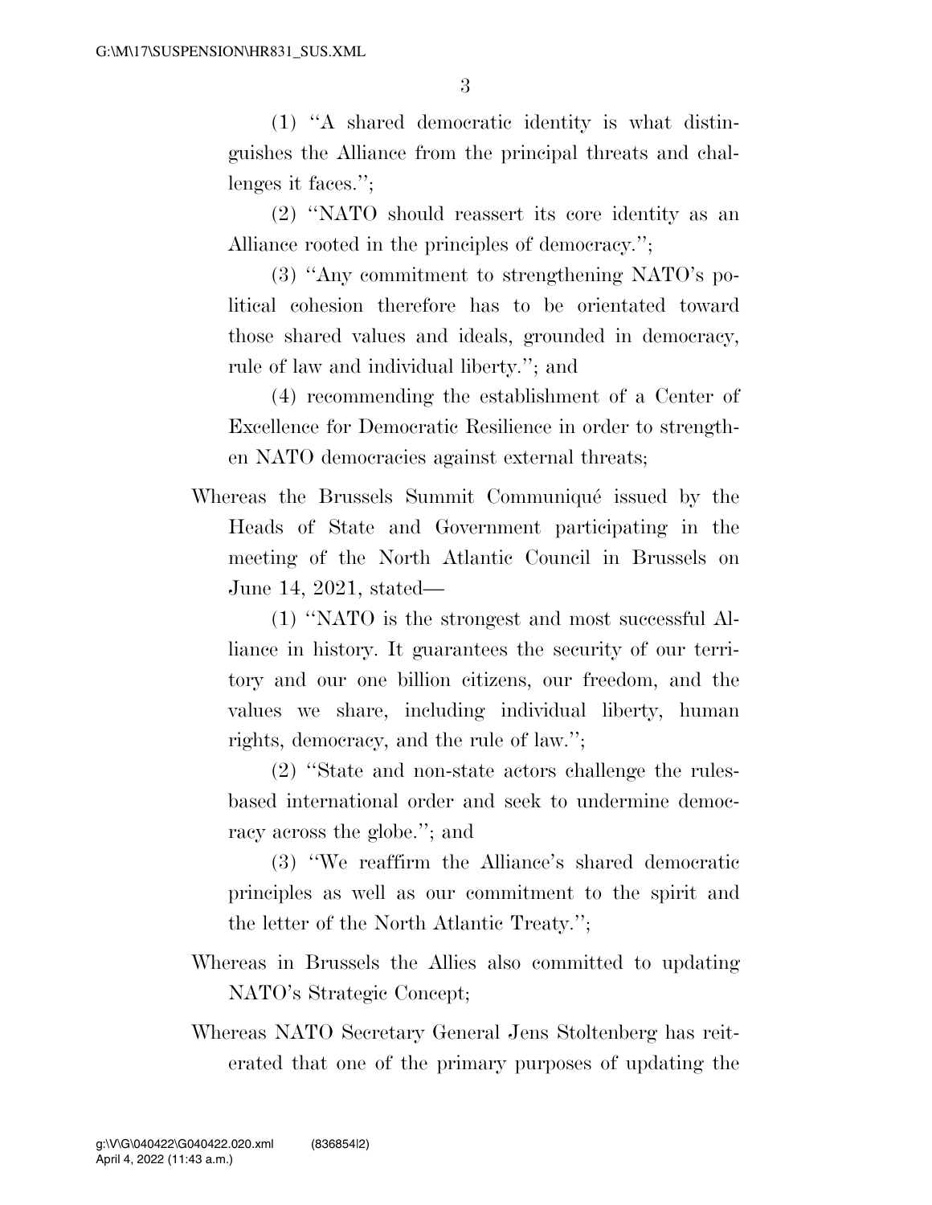(1) ''A shared democratic identity is what distinguishes the Alliance from the principal threats and challenges it faces.'';

(2) ''NATO should reassert its core identity as an Alliance rooted in the principles of democracy.'';

(3) ''Any commitment to strengthening NATO's political cohesion therefore has to be orientated toward those shared values and ideals, grounded in democracy, rule of law and individual liberty.''; and

(4) recommending the establishment of a Center of Excellence for Democratic Resilience in order to strengthen NATO democracies against external threats;

Whereas the Brussels Summit Communiqué issued by the Heads of State and Government participating in the meeting of the North Atlantic Council in Brussels on June 14, 2021, stated—

(1) ''NATO is the strongest and most successful Alliance in history. It guarantees the security of our territory and our one billion citizens, our freedom, and the values we share, including individual liberty, human rights, democracy, and the rule of law.'';

(2) ''State and non-state actors challenge the rules-based international order and seek to undermine democracy across the globe.''; and

(3) ''We reaffirm the Alliance's shared democratic principles as well as our commitment to the spirit and the letter of the North Atlantic Treaty.'';

Whereas in Brussels the Allies also committed to updating NATO's Strategic Concept;

Whereas NATO Secretary General Jens Stoltenberg has reiterated that one of the primary purposes of updating the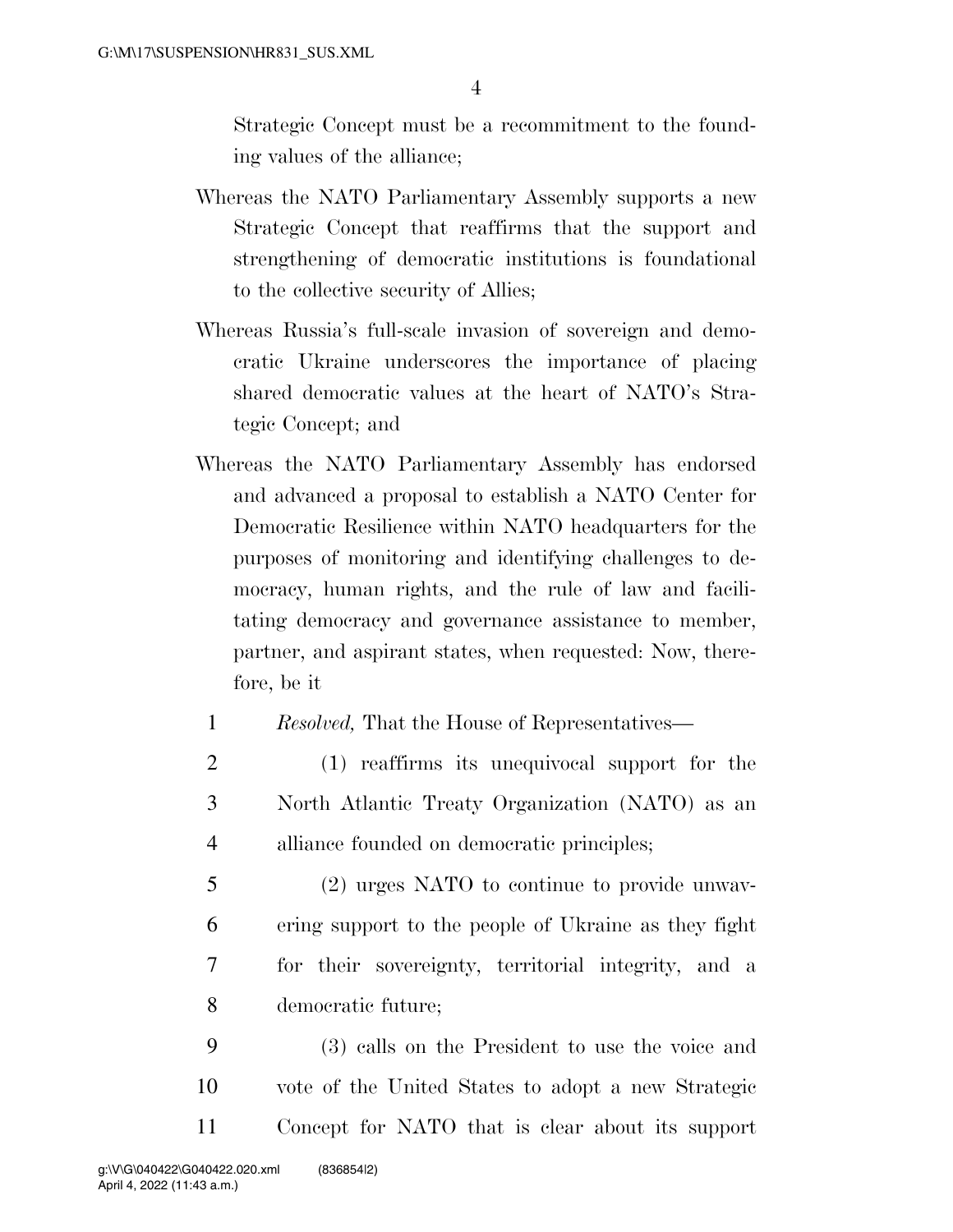Strategic Concept must be a recommitment to the founding values of the alliance;

Whereas the NATO Parliamentary Assembly supports a new Strategic Concept that reaffirms that the support and strengthening of democratic institutions is foundational to the collective security of Allies;

Whereas Russia's full-scale invasion of sovereign and democratic Ukraine underscores the importance of placing shared democratic values at the heart of NATO's Strategic Concept; and

Whereas the NATO Parliamentary Assembly has endorsed and advanced a proposal to establish a NATO Center for Democratic Resilience within NATO headquarters for the purposes of monitoring and identifying challenges to democracy, human rights, and the rule of law and facilitating democracy and governance assistance to member, partner, and aspirant states, when requested: Now, therefore, be it

*Resolved,* That the House of Representatives—

(1) reaffirms its unequivocal support for the North Atlantic Treaty Organization (NATO) as an alliance founded on democratic principles;

(2) urges NATO to continue to provide unwavering support to the people of Ukraine as they fight for their sovereignty, territorial integrity, and a democratic future;

(3) calls on the President to use the voice and vote of the United States to adopt a new Strategic Concept for NATO that is clear about its support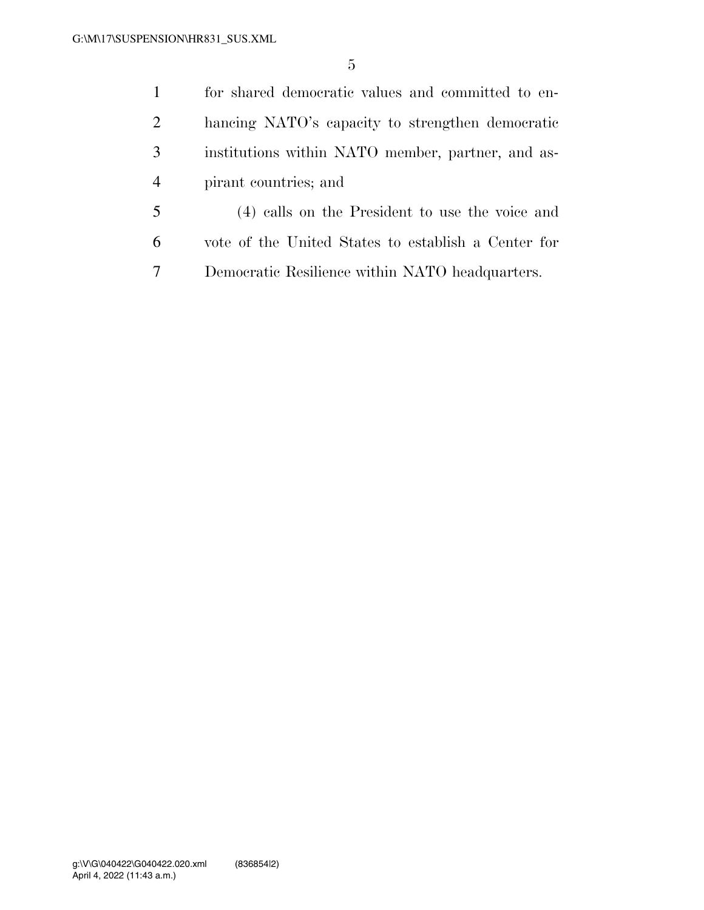for shared democratic values and committed to enhancing NATO's capacity to strengthen democratic institutions within NATO member, partner, and aspirant countries; and

(4) calls on the President to use the voice and vote of the United States to establish a Center for Democratic Resilience within NATO headquarters.